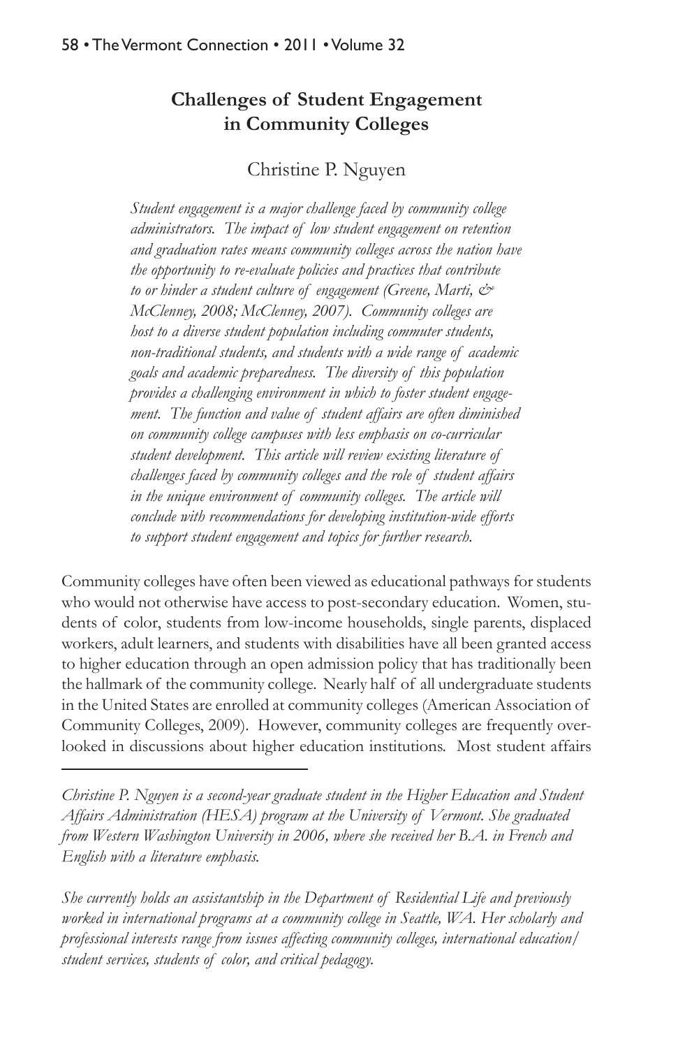# Challenges of Student Engagement in Community Colleges

Christine P. Nguyen

*Student engagement is a major challenge faced by community college administrators. The impact of low student engagement on retention and graduation rates means community colleges across the nation have the opportunity to re-evaluate policies and practices that contribute to or hinder a student culture of engagement (Greene, Marti, & McClenney, 2008; McClenney, 2007). Community colleges are host to a diverse student population including commuter students, non-traditional students, and students with a wide range of academic goals and academic preparedness. The diversity of this population provides a challenging environment in which to foster student engagement. The function and value of student affairs are often diminished on community college campuses with less emphasis on co-curricular student development. This article will review existing literature of challenges faced by community colleges and the role of student affairs in the unique environment of community colleges. The article will conclude with recommendations for developing institution-wide efforts to support student engagement and topics for further research.*

Community colleges have often been viewed as educational pathways for students who would not otherwise have access to post-secondary education. Women, students of color, students from low-income households, single parents, displaced workers, adult learners, and students with disabilities have all been granted access to higher education through an open admission policy that has traditionally been the hallmark of the community college. Nearly half of all undergraduate students in the United States are enrolled at community colleges (American Association of Community Colleges, 2009). However, community colleges are frequently overlooked in discussions about higher education institutions. Most student affairs

---

*Christine P. Nguyen is a second-year graduate student in the Higher Education and Student Affairs Administration (HESA) program at the University of Vermont. She graduated from Western Washington University in 2006, where she received her B.A. in French and English with a literature emphasis.*

*She currently holds an assistantship in the Department of Residential Life and previously worked in international programs at a community college in Seattle, WA. Her scholarly and professional interests range from issues affecting community colleges, international education/student services, students of color, and critical pedagogy.*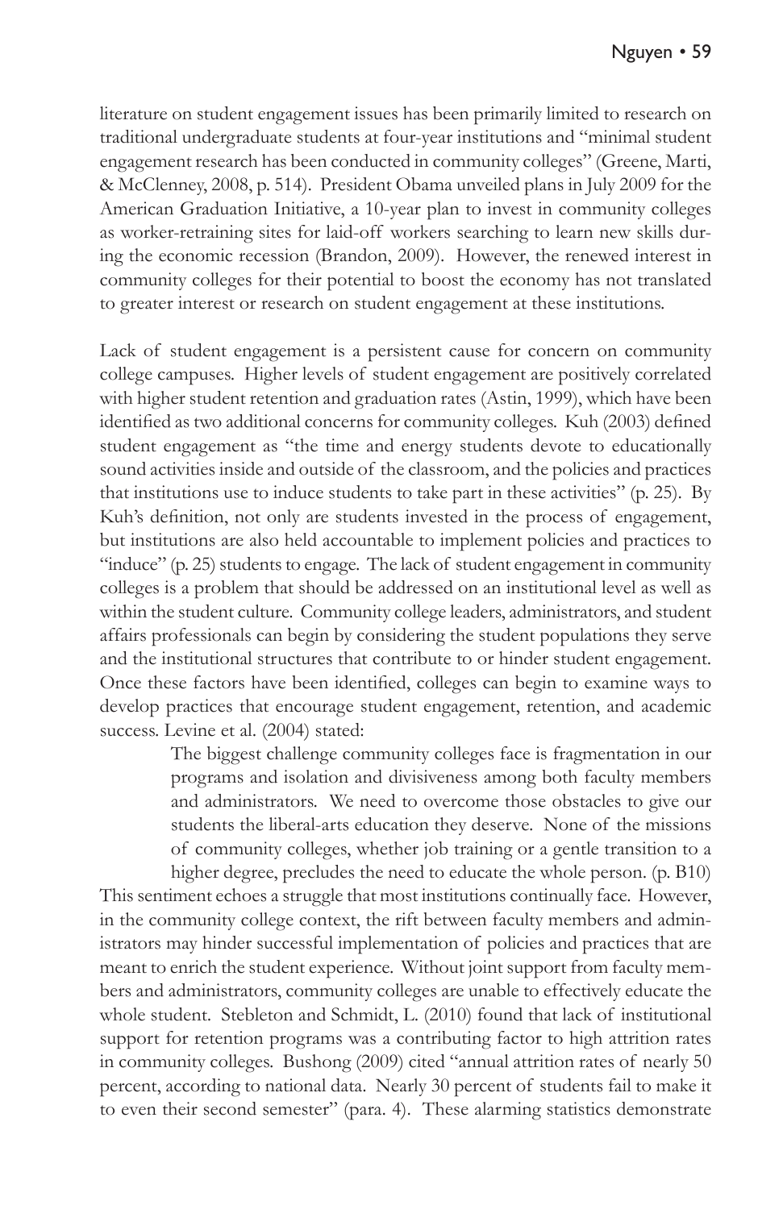literature on student engagement issues has been primarily limited to research on traditional undergraduate students at four-year institutions and "minimal student engagement research has been conducted in community colleges" (Greene, Marti, & McClenney, 2008, p. 514). President Obama unveiled plans in July 2009 for the American Graduation Initiative, a 10-year plan to invest in community colleges as worker-retraining sites for laid-off workers searching to learn new skills during the economic recession (Brandon, 2009). However, the renewed interest in community colleges for their potential to boost the economy has not translated to greater interest or research on student engagement at these institutions.

Lack of student engagement is a persistent cause for concern on community college campuses. Higher levels of student engagement are positively correlated with higher student retention and graduation rates (Astin, 1999), which have been identified as two additional concerns for community colleges. Kuh (2003) defined student engagement as "the time and energy students devote to educationally sound activities inside and outside of the classroom, and the policies and practices that institutions use to induce students to take part in these activities" (p. 25). By Kuh's definition, not only are students invested in the process of engagement, but institutions are also held accountable to implement policies and practices to "induce" (p. 25) students to engage. The lack of student engagement in community colleges is a problem that should be addressed on an institutional level as well as within the student culture. Community college leaders, administrators, and student affairs professionals can begin by considering the student populations they serve and the institutional structures that contribute to or hinder student engagement. Once these factors have been identified, colleges can begin to examine ways to develop practices that encourage student engagement, retention, and academic success. Levine et al. (2004) stated:

> The biggest challenge community colleges face is fragmentation in our programs and isolation and divisiveness among both faculty members and administrators. We need to overcome those obstacles to give our students the liberal-arts education they deserve. None of the missions of community colleges, whether job training or a gentle transition to a higher degree, precludes the need to educate the whole person. (p. B10)

This sentiment echoes a struggle that most institutions continually face. However, in the community college context, the rift between faculty members and administrators may hinder successful implementation of policies and practices that are meant to enrich the student experience. Without joint support from faculty members and administrators, community colleges are unable to effectively educate the whole student. Stebleton and Schmidt, L. (2010) found that lack of institutional support for retention programs was a contributing factor to high attrition rates in community colleges. Bushong (2009) cited "annual attrition rates of nearly 50 percent, according to national data. Nearly 30 percent of students fail to make it to even their second semester" (para. 4). These alarming statistics demonstrate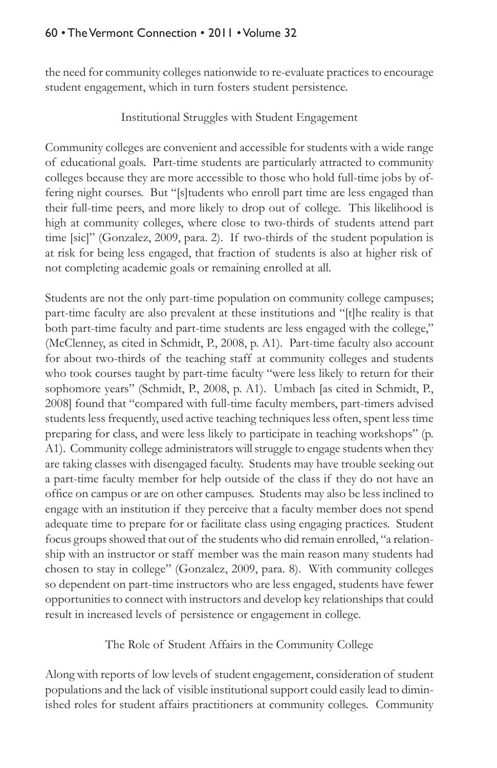the need for community colleges nationwide to re-evaluate practices to encourage student engagement, which in turn fosters student persistence.

## Institutional Struggles with Student Engagement

Community colleges are convenient and accessible for students with a wide range of educational goals. Part-time students are particularly attracted to community colleges because they are more accessible to those who hold full-time jobs by offering night courses. But "[s]tudents who enroll part time are less engaged than their full-time peers, and more likely to drop out of college. This likelihood is high at community colleges, where close to two-thirds of students attend part time [sic]" (Gonzalez, 2009, para. 2). If two-thirds of the student population is at risk for being less engaged, that fraction of students is also at higher risk of not completing academic goals or remaining enrolled at all.

Students are not the only part-time population on community college campuses; part-time faculty are also prevalent at these institutions and "[t]he reality is that both part-time faculty and part-time students are less engaged with the college," (McClenney, as cited in Schmidt, P., 2008, p. A1). Part-time faculty also account for about two-thirds of the teaching staff at community colleges and students who took courses taught by part-time faculty "were less likely to return for their sophomore years" (Schmidt, P., 2008, p. A1). Umbach [as cited in Schmidt, P., 2008] found that "compared with full-time faculty members, part-timers advised students less frequently, used active teaching techniques less often, spent less time preparing for class, and were less likely to participate in teaching workshops" (p. A1). Community college administrators will struggle to engage students when they are taking classes with disengaged faculty. Students may have trouble seeking out a part-time faculty member for help outside of the class if they do not have an office on campus or are on other campuses. Students may also be less inclined to engage with an institution if they perceive that a faculty member does not spend adequate time to prepare for or facilitate class using engaging practices. Student focus groups showed that out of the students who did remain enrolled, "a relationship with an instructor or staff member was the main reason many students had chosen to stay in college" (Gonzalez, 2009, para. 8). With community colleges so dependent on part-time instructors who are less engaged, students have fewer opportunities to connect with instructors and develop key relationships that could result in increased levels of persistence or engagement in college.

## The Role of Student Affairs in the Community College

Along with reports of low levels of student engagement, consideration of student populations and the lack of visible institutional support could easily lead to diminished roles for student affairs practitioners at community colleges. Community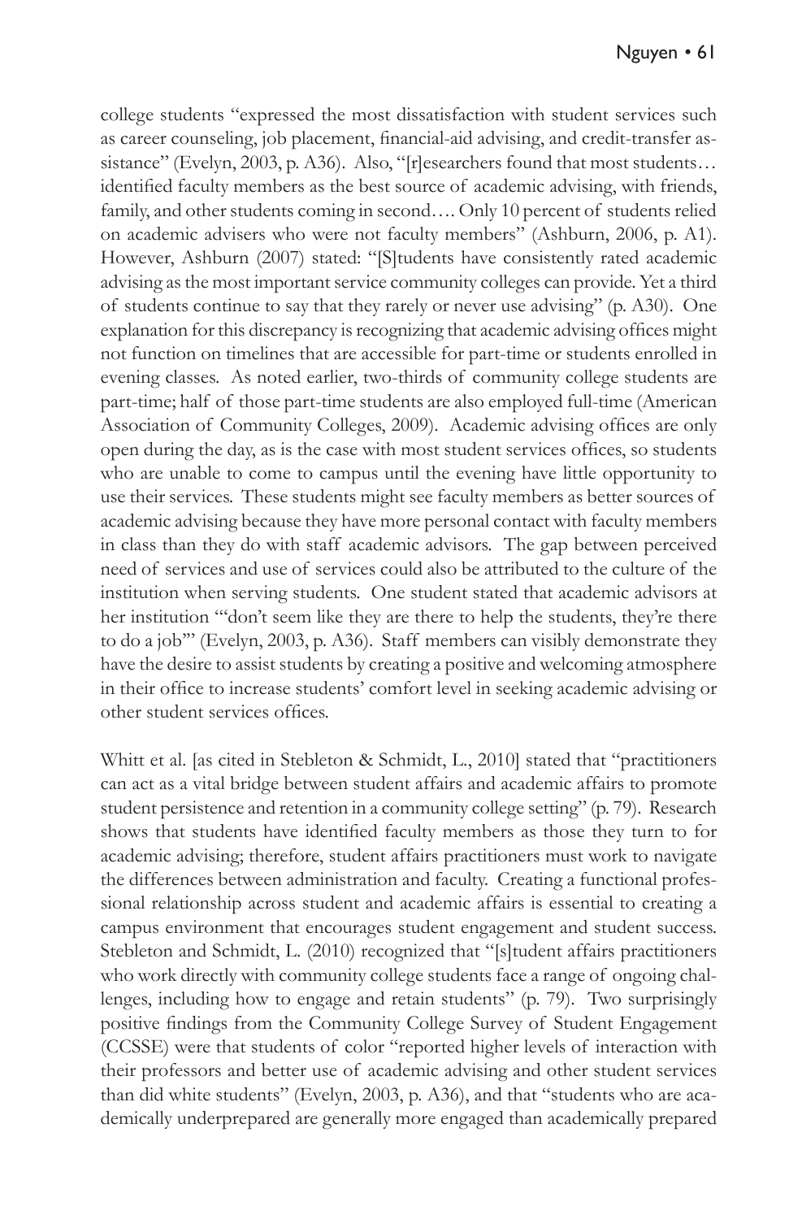college students "expressed the most dissatisfaction with student services such as career counseling, job placement, financial-aid advising, and credit-transfer assistance" (Evelyn, 2003, p. A36). Also, "[r]esearchers found that most students… identified faculty members as the best source of academic advising, with friends, family, and other students coming in second…. Only 10 percent of students relied on academic advisers who were not faculty members" (Ashburn, 2006, p. A1). However, Ashburn (2007) stated: "[S]tudents have consistently rated academic advising as the most important service community colleges can provide. Yet a third of students continue to say that they rarely or never use advising" (p. A30). One explanation for this discrepancy is recognizing that academic advising offices might not function on timelines that are accessible for part-time or students enrolled in evening classes. As noted earlier, two-thirds of community college students are part-time; half of those part-time students are also employed full-time (American Association of Community Colleges, 2009). Academic advising offices are only open during the day, as is the case with most student services offices, so students who are unable to come to campus until the evening have little opportunity to use their services. These students might see faculty members as better sources of academic advising because they have more personal contact with faculty members in class than they do with staff academic advisors. The gap between perceived need of services and use of services could also be attributed to the culture of the institution when serving students. One student stated that academic advisors at her institution "'don't seem like they are there to help the students, they're there to do a job'" (Evelyn, 2003, p. A36). Staff members can visibly demonstrate they have the desire to assist students by creating a positive and welcoming atmosphere in their office to increase students' comfort level in seeking academic advising or other student services offices.

Whitt et al. [as cited in Stebleton & Schmidt, L., 2010] stated that "practitioners can act as a vital bridge between student affairs and academic affairs to promote student persistence and retention in a community college setting" (p. 79). Research shows that students have identified faculty members as those they turn to for academic advising; therefore, student affairs practitioners must work to navigate the differences between administration and faculty. Creating a functional professional relationship across student and academic affairs is essential to creating a campus environment that encourages student engagement and student success. Stebleton and Schmidt, L. (2010) recognized that "[s]tudent affairs practitioners who work directly with community college students face a range of ongoing challenges, including how to engage and retain students" (p. 79). Two surprisingly positive findings from the Community College Survey of Student Engagement (CCSSE) were that students of color "reported higher levels of interaction with their professors and better use of academic advising and other student services than did white students" (Evelyn, 2003, p. A36), and that "students who are academically underprepared are generally more engaged than academically prepared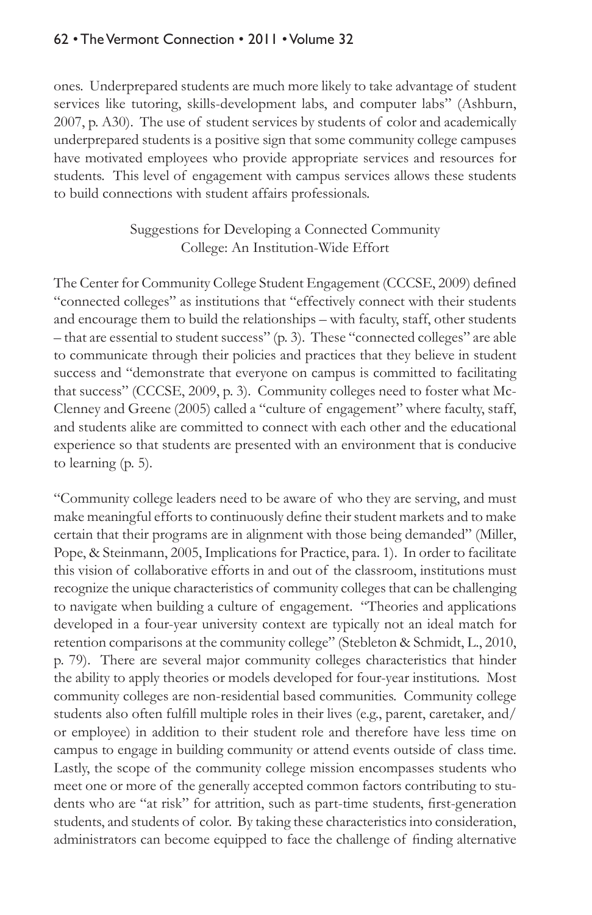ones. Underprepared students are much more likely to take advantage of student services like tutoring, skills-development labs, and computer labs" (Ashburn, 2007, p. A30). The use of student services by students of color and academically underprepared students is a positive sign that some community college campuses have motivated employees who provide appropriate services and resources for students. This level of engagement with campus services allows these students to build connections with student affairs professionals.

## Suggestions for Developing a Connected Community College: An Institution-Wide Effort

The Center for Community College Student Engagement (CCCSE, 2009) defined "connected colleges" as institutions that "effectively connect with their students and encourage them to build the relationships – with faculty, staff, other students – that are essential to student success" (p. 3). These "connected colleges" are able to communicate through their policies and practices that they believe in student success and "demonstrate that everyone on campus is committed to facilitating that success" (CCCSE, 2009, p. 3). Community colleges need to foster what McClenney and Greene (2005) called a "culture of engagement" where faculty, staff, and students alike are committed to connect with each other and the educational experience so that students are presented with an environment that is conducive to learning (p. 5).

"Community college leaders need to be aware of who they are serving, and must make meaningful efforts to continuously define their student markets and to make certain that their programs are in alignment with those being demanded" (Miller, Pope, & Steinmann, 2005, Implications for Practice, para. 1). In order to facilitate this vision of collaborative efforts in and out of the classroom, institutions must recognize the unique characteristics of community colleges that can be challenging to navigate when building a culture of engagement. "Theories and applications developed in a four-year university context are typically not an ideal match for retention comparisons at the community college" (Stebleton & Schmidt, L., 2010, p. 79). There are several major community colleges characteristics that hinder the ability to apply theories or models developed for four-year institutions. Most community colleges are non-residential based communities. Community college students also often fulfill multiple roles in their lives (e.g., parent, caretaker, and/or employee) in addition to their student role and therefore have less time on campus to engage in building community or attend events outside of class time. Lastly, the scope of the community college mission encompasses students who meet one or more of the generally accepted common factors contributing to students who are "at risk" for attrition, such as part-time students, first-generation students, and students of color. By taking these characteristics into consideration, administrators can become equipped to face the challenge of finding alternative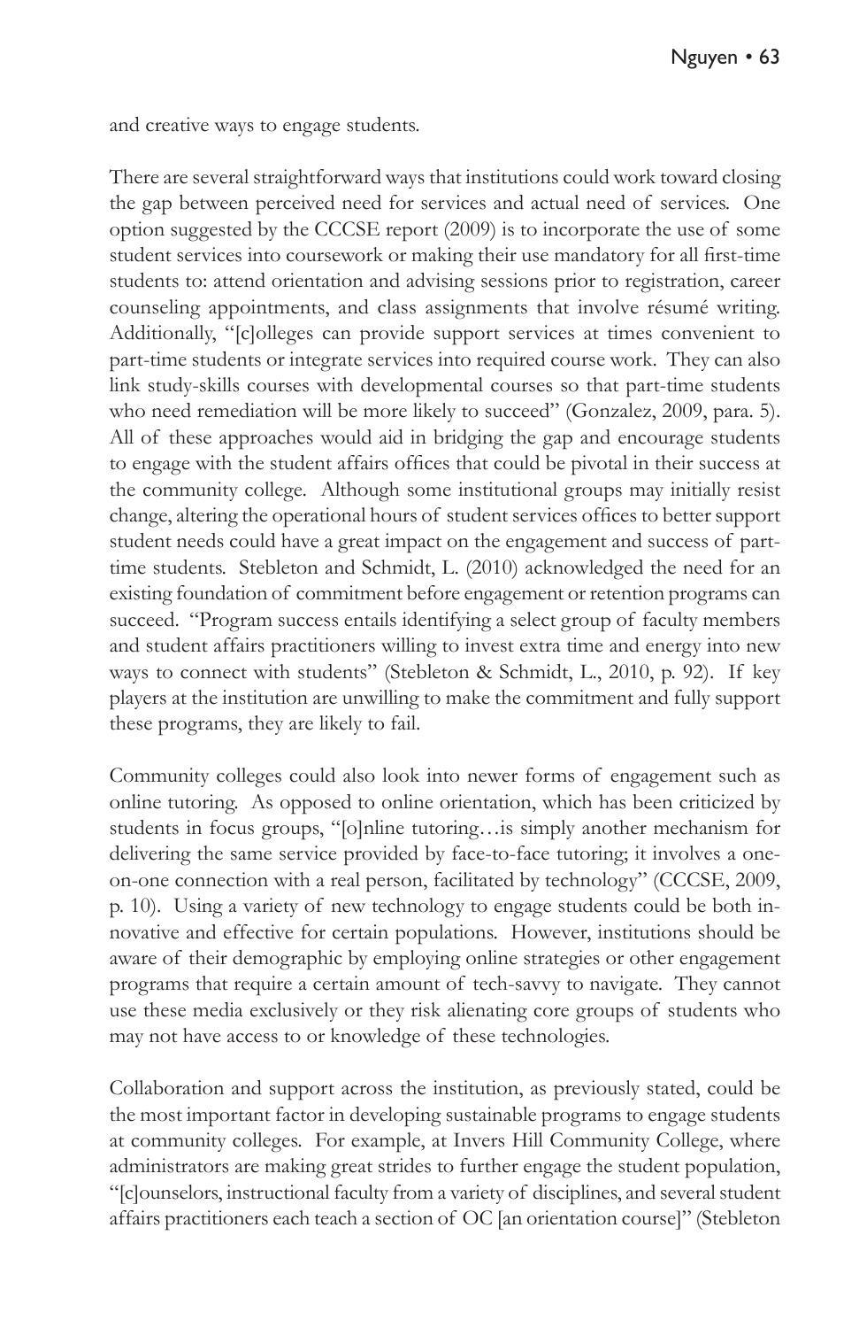and creative ways to engage students.

There are several straightforward ways that institutions could work toward closing the gap between perceived need for services and actual need of services. One option suggested by the CCCSE report (2009) is to incorporate the use of some student services into coursework or making their use mandatory for all first-time students to: attend orientation and advising sessions prior to registration, career counseling appointments, and class assignments that involve résumé writing. Additionally, "[c]olleges can provide support services at times convenient to part-time students or integrate services into required course work. They can also link study-skills courses with developmental courses so that part-time students who need remediation will be more likely to succeed" (Gonzalez, 2009, para. 5). All of these approaches would aid in bridging the gap and encourage students to engage with the student affairs offices that could be pivotal in their success at the community college. Although some institutional groups may initially resist change, altering the operational hours of student services offices to better support student needs could have a great impact on the engagement and success of part-time students. Stebleton and Schmidt, L. (2010) acknowledged the need for an existing foundation of commitment before engagement or retention programs can succeed. "Program success entails identifying a select group of faculty members and student affairs practitioners willing to invest extra time and energy into new ways to connect with students" (Stebleton & Schmidt, L., 2010, p. 92). If key players at the institution are unwilling to make the commitment and fully support these programs, they are likely to fail.

Community colleges could also look into newer forms of engagement such as online tutoring. As opposed to online orientation, which has been criticized by students in focus groups, "[o]nline tutoring…is simply another mechanism for delivering the same service provided by face-to-face tutoring; it involves a one-on-one connection with a real person, facilitated by technology" (CCCSE, 2009, p. 10). Using a variety of new technology to engage students could be both innovative and effective for certain populations. However, institutions should be aware of their demographic by employing online strategies or other engagement programs that require a certain amount of tech-savvy to navigate. They cannot use these media exclusively or they risk alienating core groups of students who may not have access to or knowledge of these technologies.

Collaboration and support across the institution, as previously stated, could be the most important factor in developing sustainable programs to engage students at community colleges. For example, at Invers Hill Community College, where administrators are making great strides to further engage the student population, "[c]ounselors, instructional faculty from a variety of disciplines, and several student affairs practitioners each teach a section of OC [an orientation course]" (Stebleton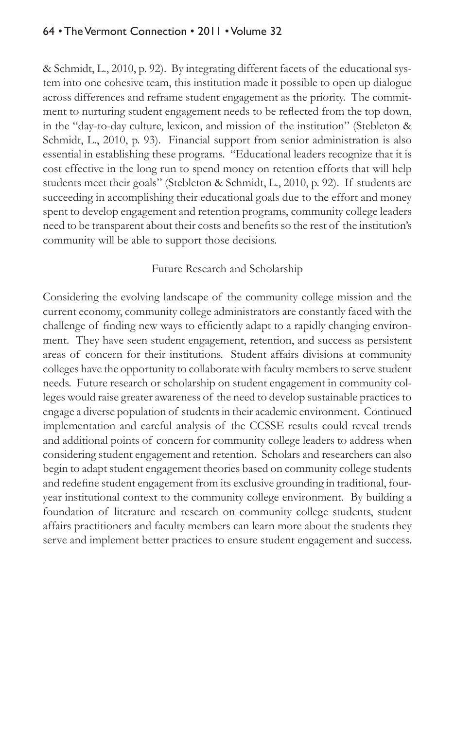& Schmidt, L., 2010, p. 92). By integrating different facets of the educational system into one cohesive team, this institution made it possible to open up dialogue across differences and reframe student engagement as the priority. The commitment to nurturing student engagement needs to be reflected from the top down, in the "day-to-day culture, lexicon, and mission of the institution" (Stebleton & Schmidt, L., 2010, p. 93). Financial support from senior administration is also essential in establishing these programs. "Educational leaders recognize that it is cost effective in the long run to spend money on retention efforts that will help students meet their goals" (Stebleton & Schmidt, L., 2010, p. 92). If students are succeeding in accomplishing their educational goals due to the effort and money spent to develop engagement and retention programs, community college leaders need to be transparent about their costs and benefits so the rest of the institution's community will be able to support those decisions.

## Future Research and Scholarship

Considering the evolving landscape of the community college mission and the current economy, community college administrators are constantly faced with the challenge of finding new ways to efficiently adapt to a rapidly changing environment. They have seen student engagement, retention, and success as persistent areas of concern for their institutions. Student affairs divisions at community colleges have the opportunity to collaborate with faculty members to serve student needs. Future research or scholarship on student engagement in community colleges would raise greater awareness of the need to develop sustainable practices to engage a diverse population of students in their academic environment. Continued implementation and careful analysis of the CCSSE results could reveal trends and additional points of concern for community college leaders to address when considering student engagement and retention. Scholars and researchers can also begin to adapt student engagement theories based on community college students and redefine student engagement from its exclusive grounding in traditional, four-year institutional context to the community college environment. By building a foundation of literature and research on community college students, student affairs practitioners and faculty members can learn more about the students they serve and implement better practices to ensure student engagement and success.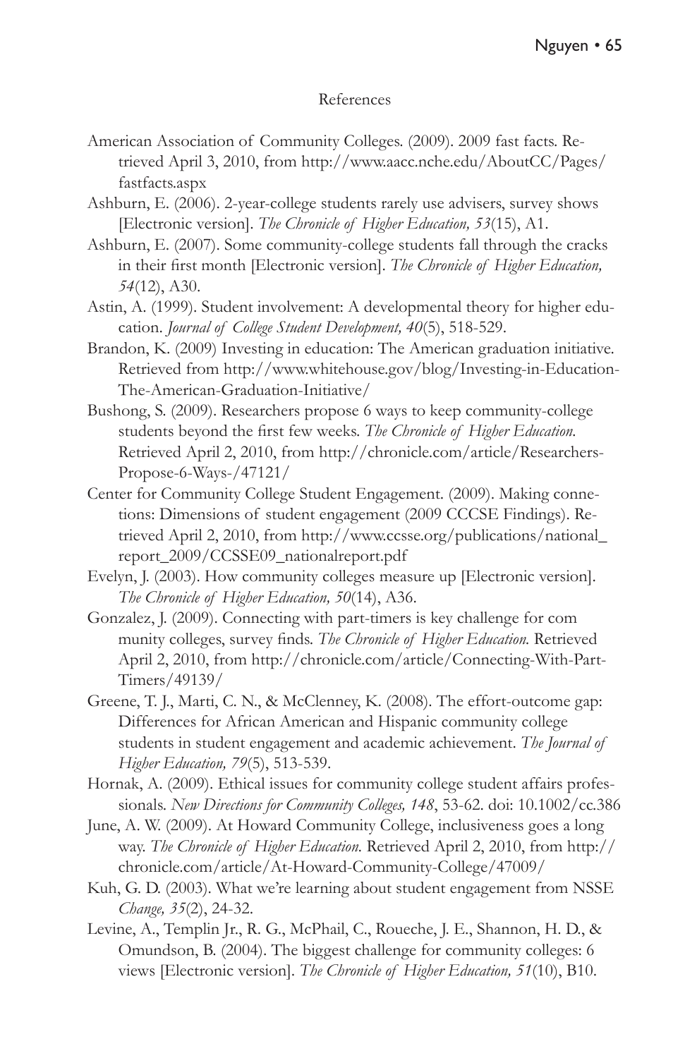## References

American Association of Community Colleges. (2009). 2009 fast facts. Retrieved April 3, 2010, from http://www.aacc.nche.edu/AboutCC/Pages/fastfacts.aspx

Ashburn, E. (2006). 2-year-college students rarely use advisers, survey shows [Electronic version]. *The Chronicle of Higher Education, 53*(15), A1.

Ashburn, E. (2007). Some community-college students fall through the cracks in their first month [Electronic version]. *The Chronicle of Higher Education, 54*(12), A30.

Astin, A. (1999). Student involvement: A developmental theory for higher education. *Journal of College Student Development, 40*(5), 518-529.

Brandon, K. (2009) Investing in education: The American graduation initiative. Retrieved from http://www.whitehouse.gov/blog/Investing-in-Education-The-American-Graduation-Initiative/

Bushong, S. (2009). Researchers propose 6 ways to keep community-college students beyond the first few weeks. *The Chronicle of Higher Education.* Retrieved April 2, 2010, from http://chronicle.com/article/Researchers-Propose-6-Ways-/47121/

Center for Community College Student Engagement. (2009). Making connections: Dimensions of student engagement (2009 CCCSE Findings). Retrieved April 2, 2010, from http://www.ccsse.org/publications/national_report_2009/CCSSE09_nationalreport.pdf

Evelyn, J. (2003). How community colleges measure up [Electronic version]. *The Chronicle of Higher Education, 50*(14), A36.

Gonzalez, J. (2009). Connecting with part-timers is key challenge for com munity colleges, survey finds. *The Chronicle of Higher Education.* Retrieved April 2, 2010, from http://chronicle.com/article/Connecting-With-Part-Timers/49139/

Greene, T. J., Marti, C. N., & McClenney, K. (2008). The effort-outcome gap: Differences for African American and Hispanic community college students in student engagement and academic achievement. *The Journal of Higher Education, 79*(5), 513-539.

Hornak, A. (2009). Ethical issues for community college student affairs professionals. *New Directions for Community Colleges, 148*, 53-62. doi: 10.1002/cc.386

June, A. W. (2009). At Howard Community College, inclusiveness goes a long way. *The Chronicle of Higher Education.* Retrieved April 2, 2010, from http://chronicle.com/article/At-Howard-Community-College/47009/

Kuh, G. D. (2003). What we're learning about student engagement from NSSE *Change, 35*(2), 24-32.

Levine, A., Templin Jr., R. G., McPhail, C., Roueche, J. E., Shannon, H. D., & Omundson, B. (2004). The biggest challenge for community colleges: 6 views [Electronic version]. *The Chronicle of Higher Education, 51*(10), B10.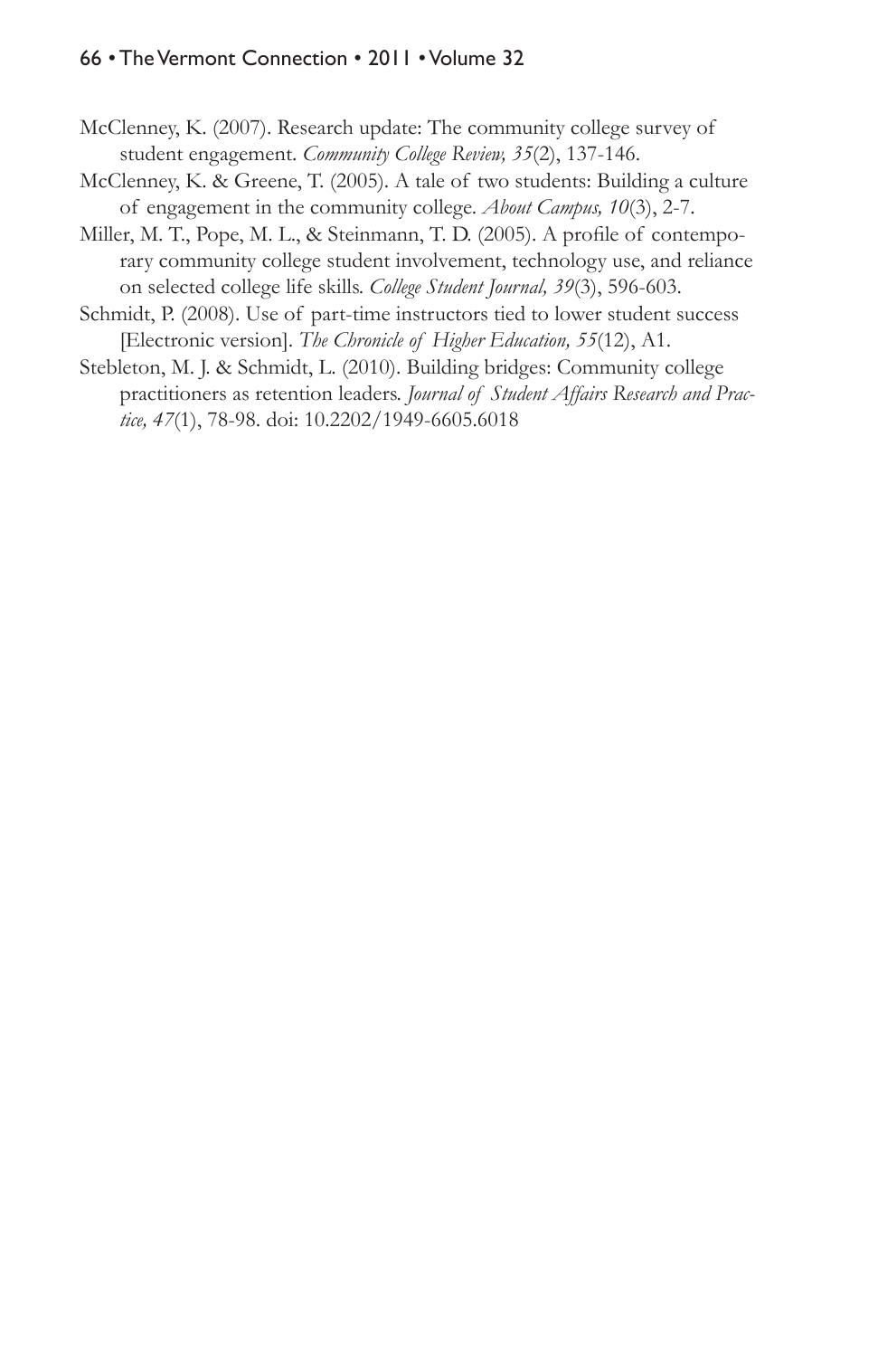McClenney, K. (2007). Research update: The community college survey of student engagement. *Community College Review, 35*(2), 137-146.

McClenney, K. & Greene, T. (2005). A tale of two students: Building a culture of engagement in the community college. *About Campus, 10*(3), 2-7.

Miller, M. T., Pope, M. L., & Steinmann, T. D. (2005). A profile of contemporary community college student involvement, technology use, and reliance on selected college life skills. *College Student Journal, 39*(3), 596-603.

Schmidt, P. (2008). Use of part-time instructors tied to lower student success [Electronic version]. *The Chronicle of Higher Education, 55*(12), A1.

Stebleton, M. J. & Schmidt, L. (2010). Building bridges: Community college practitioners as retention leaders. *Journal of Student Affairs Research and Practice, 47*(1), 78-98. doi: 10.2202/1949-6605.6018